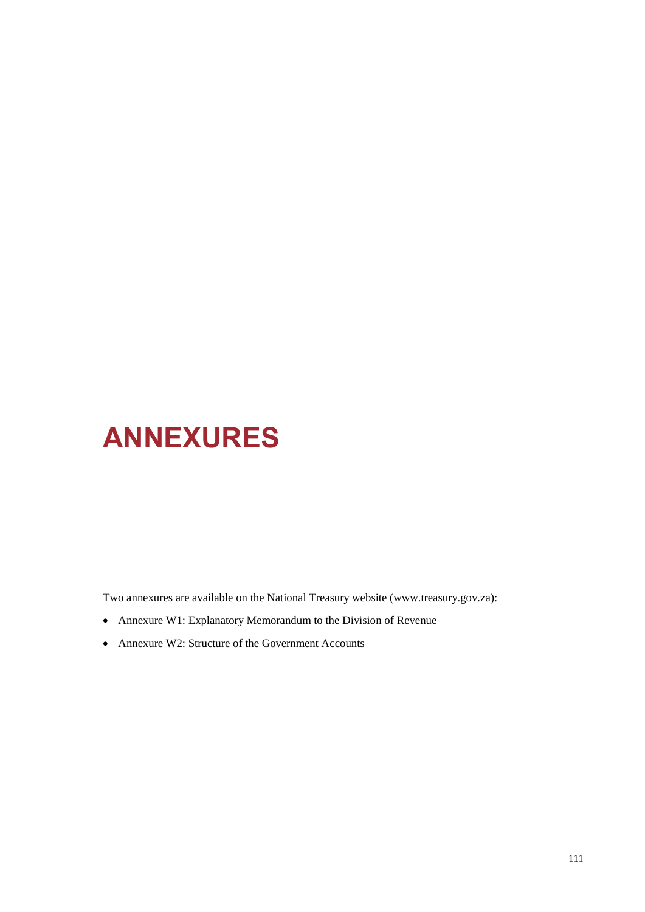# ANNEXURES

Two annexures are available on the National Treasury website (www.treasury.gov.za):

- Annexure W1: Explanatory Memorandum to the Division of Revenue
- Annexure W2: Structure of the Government Accounts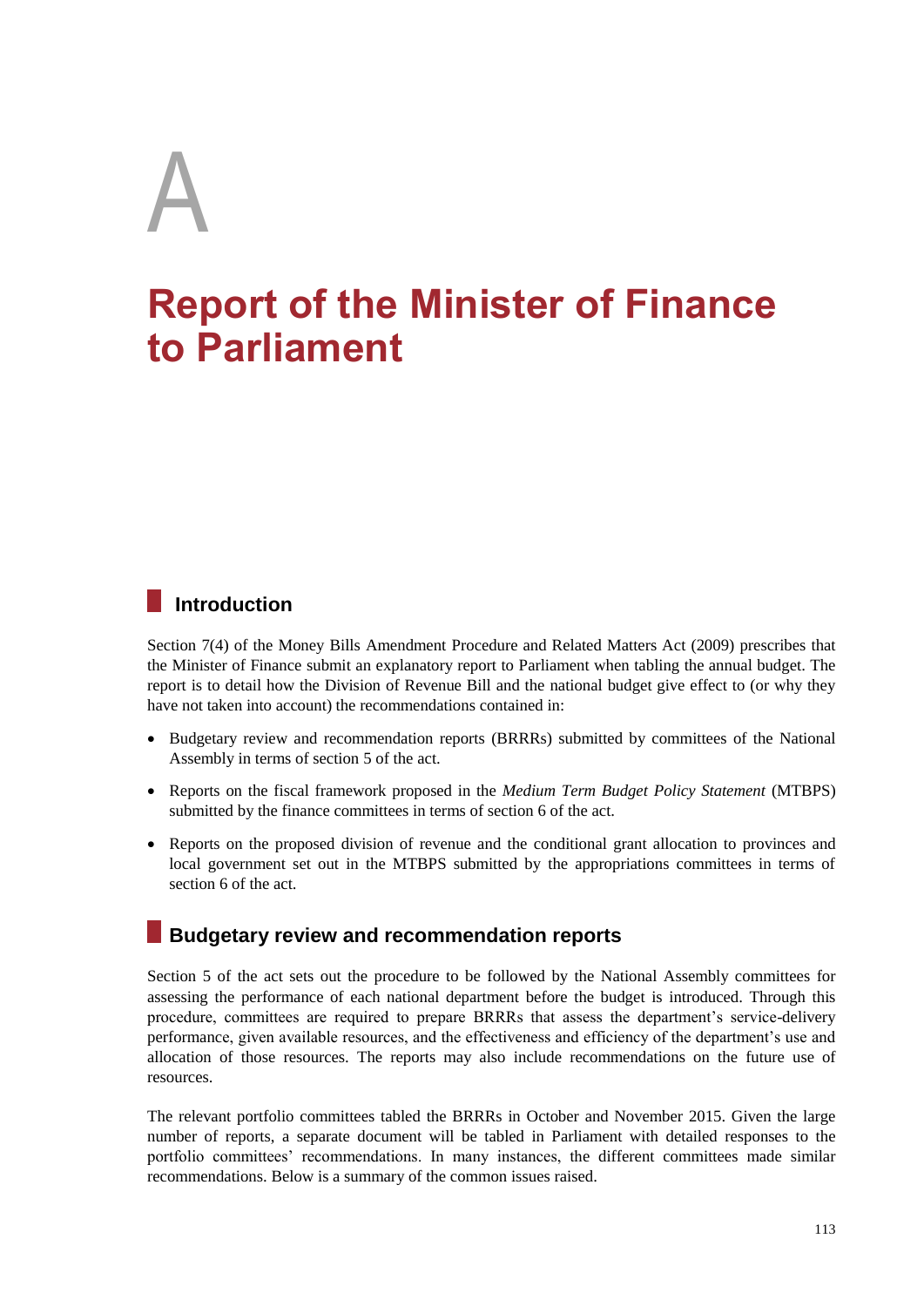# A

# Report of the Minister of Finance to Parliament

## Introduction

Section 7(4) of the Money Bills Amendment Procedure and Related Matters Act (2009) prescribes that the Minister of Finance submit an explanatory report to Parliament when tabling the annual budget. The report is to detail how the Division of Revenue Bill and the national budget give effect to (or why they have not taken into account) the recommendations contained in:

- Budgetary review and recommendation reports (BRRRs) submitted by committees of the National Assembly in terms of section 5 of the act.
- Reports on the fiscal framework proposed in the *Medium Term Budget Policy Statement* (MTBPS) submitted by the finance committees in terms of section 6 of the act.
- Reports on the proposed division of revenue and the conditional grant allocation to provinces and local government set out in the MTBPS submitted by the appropriations committees in terms of section 6 of the act.

## Budgetary review and recommendation reports

Section 5 of the act sets out the procedure to be followed by the National Assembly committees for assessing the performance of each national department before the budget is introduced. Through this procedure, committees are required to prepare BRRRs that assess the department's service-delivery performance, given available resources, and the effectiveness and efficiency of the department's use and allocation of those resources. The reports may also include recommendations on the future use of resources.

The relevant portfolio committees tabled the BRRRs in October and November 2015. Given the large number of reports, a separate document will be tabled in Parliament with detailed responses to the portfolio committees' recommendations. In many instances, the different committees made similar recommendations. Below is a summary of the common issues raised.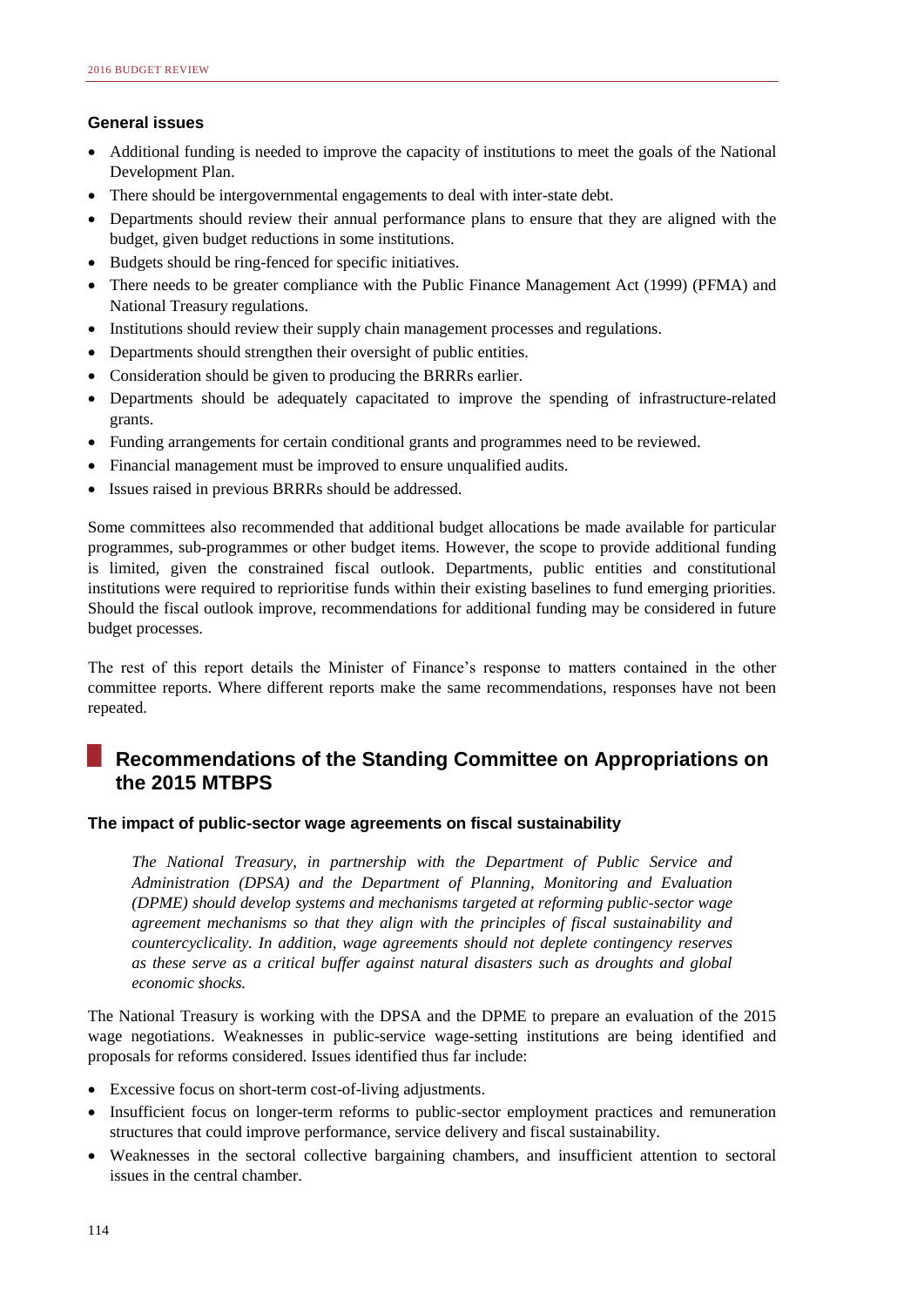### General issues

- Additional funding is needed to improve the capacity of institutions to meet the goals of the National Development Plan.
- There should be intergovernmental engagements to deal with inter-state debt.
- Departments should review their annual performance plans to ensure that they are aligned with the budget, given budget reductions in some institutions.
- Budgets should be ring-fenced for specific initiatives.
- There needs to be greater compliance with the Public Finance Management Act (1999) (PFMA) and National Treasury regulations.
- Institutions should review their supply chain management processes and regulations.
- Departments should strengthen their oversight of public entities.
- Consideration should be given to producing the BRRRs earlier.
- Departments should be adequately capacitated to improve the spending of infrastructure-related grants.
- Funding arrangements for certain conditional grants and programmes need to be reviewed.
- Financial management must be improved to ensure unqualified audits.
- Issues raised in previous BRRRs should be addressed.

Some committees also recommended that additional budget allocations be made available for particular programmes, sub-programmes or other budget items. However, the scope to provide additional funding is limited, given the constrained fiscal outlook. Departments, public entities and constitutional institutions were required to reprioritise funds within their existing baselines to fund emerging priorities. Should the fiscal outlook improve, recommendations for additional funding may be considered in future budget processes.

The rest of this report details the Minister of Finance's response to matters contained in the other committee reports. Where different reports make the same recommendations, responses have not been repeated.

## Recommendations of the Standing Committee on Appropriations on the 2015 MTBPS

### The impact of public-sector wage agreements on fiscal sustainability

*The National Treasury, in partnership with the Department of Public Service and Administration (DPSA) and the Department of Planning, Monitoring and Evaluation (DPME) should develop systems and mechanisms targeted at reforming public-sector wage agreement mechanisms so that they align with the principles of fiscal sustainability and countercyclicality. In addition, wage agreements should not deplete contingency reserves as these serve as a critical buffer against natural disasters such as droughts and global economic shocks.*

The National Treasury is working with the DPSA and the DPME to prepare an evaluation of the 2015 wage negotiations. Weaknesses in public-service wage-setting institutions are being identified and proposals for reforms considered. Issues identified thus far include:

- Excessive focus on short-term cost-of-living adjustments.
- Insufficient focus on longer-term reforms to public-sector employment practices and remuneration structures that could improve performance, service delivery and fiscal sustainability.
- Weaknesses in the sectoral collective bargaining chambers, and insufficient attention to sectoral issues in the central chamber.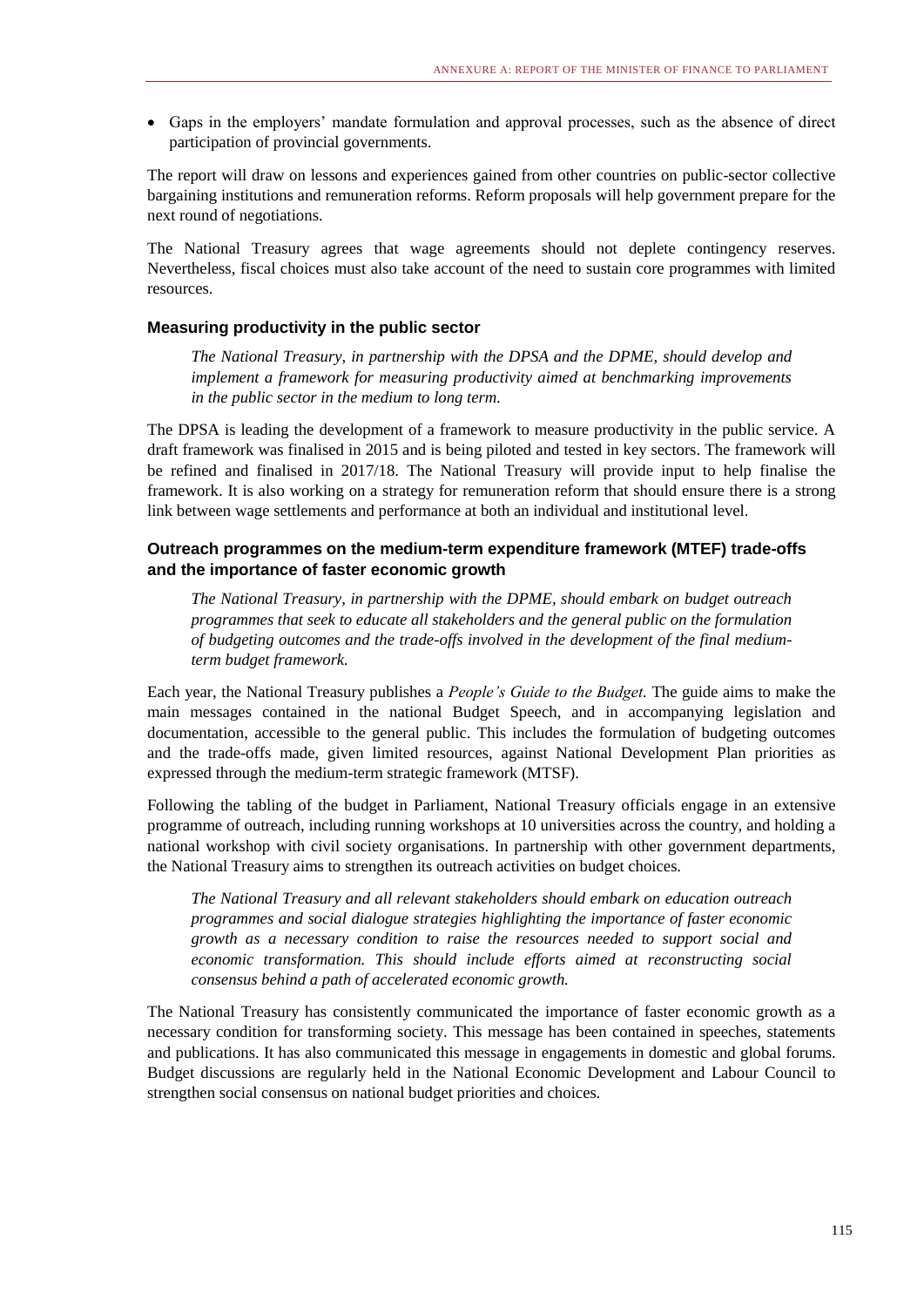- Gaps in the employers' mandate formulation and approval processes, such as the absence of direct participation of provincial governments.

The report will draw on lessons and experiences gained from other countries on public-sector collective bargaining institutions and remuneration reforms. Reform proposals will help government prepare for the next round of negotiations.

The National Treasury agrees that wage agreements should not deplete contingency reserves. Nevertheless, fiscal choices must also take account of the need to sustain core programmes with limited resources.

### Measuring productivity in the public sector

> *The National Treasury, in partnership with the DPSA and the DPME, should develop and implement a framework for measuring productivity aimed at benchmarking improvements in the public sector in the medium to long term.*

The DPSA is leading the development of a framework to measure productivity in the public service. A draft framework was finalised in 2015 and is being piloted and tested in key sectors. The framework will be refined and finalised in 2017/18. The National Treasury will provide input to help finalise the framework. It is also working on a strategy for remuneration reform that should ensure there is a strong link between wage settlements and performance at both an individual and institutional level.

### Outreach programmes on the medium-term expenditure framework (MTEF) trade-offs and the importance of faster economic growth

> *The National Treasury, in partnership with the DPME, should embark on budget outreach programmes that seek to educate all stakeholders and the general public on the formulation of budgeting outcomes and the trade-offs involved in the development of the final medium-term budget framework.*

Each year, the National Treasury publishes a *People's Guide to the Budget.* The guide aims to make the main messages contained in the national Budget Speech, and in accompanying legislation and documentation, accessible to the general public. This includes the formulation of budgeting outcomes and the trade-offs made, given limited resources, against National Development Plan priorities as expressed through the medium-term strategic framework (MTSF).

Following the tabling of the budget in Parliament, National Treasury officials engage in an extensive programme of outreach, including running workshops at 10 universities across the country, and holding a national workshop with civil society organisations. In partnership with other government departments, the National Treasury aims to strengthen its outreach activities on budget choices.

> *The National Treasury and all relevant stakeholders should embark on education outreach programmes and social dialogue strategies highlighting the importance of faster economic growth as a necessary condition to raise the resources needed to support social and economic transformation. This should include efforts aimed at reconstructing social consensus behind a path of accelerated economic growth.*

The National Treasury has consistently communicated the importance of faster economic growth as a necessary condition for transforming society. This message has been contained in speeches, statements and publications. It has also communicated this message in engagements in domestic and global forums. Budget discussions are regularly held in the National Economic Development and Labour Council to strengthen social consensus on national budget priorities and choices.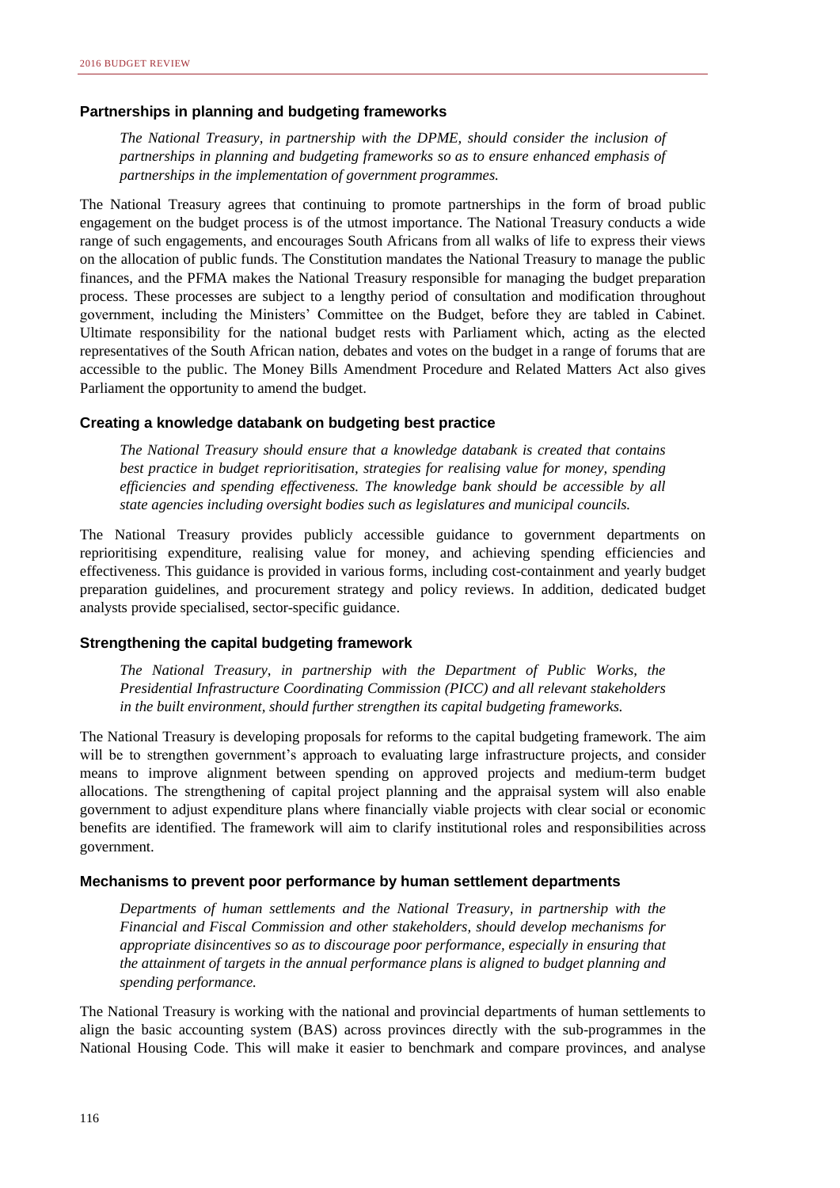### Partnerships in planning and budgeting frameworks

*The National Treasury, in partnership with the DPME, should consider the inclusion of partnerships in planning and budgeting frameworks so as to ensure enhanced emphasis of partnerships in the implementation of government programmes.*

The National Treasury agrees that continuing to promote partnerships in the form of broad public engagement on the budget process is of the utmost importance. The National Treasury conducts a wide range of such engagements, and encourages South Africans from all walks of life to express their views on the allocation of public funds. The Constitution mandates the National Treasury to manage the public finances, and the PFMA makes the National Treasury responsible for managing the budget preparation process. These processes are subject to a lengthy period of consultation and modification throughout government, including the Ministers' Committee on the Budget, before they are tabled in Cabinet. Ultimate responsibility for the national budget rests with Parliament which, acting as the elected representatives of the South African nation, debates and votes on the budget in a range of forums that are accessible to the public. The Money Bills Amendment Procedure and Related Matters Act also gives Parliament the opportunity to amend the budget.

### Creating a knowledge databank on budgeting best practice

*The National Treasury should ensure that a knowledge databank is created that contains best practice in budget reprioritisation, strategies for realising value for money, spending efficiencies and spending effectiveness. The knowledge bank should be accessible by all state agencies including oversight bodies such as legislatures and municipal councils.*

The National Treasury provides publicly accessible guidance to government departments on reprioritising expenditure, realising value for money, and achieving spending efficiencies and effectiveness. This guidance is provided in various forms, including cost-containment and yearly budget preparation guidelines, and procurement strategy and policy reviews. In addition, dedicated budget analysts provide specialised, sector-specific guidance.

### Strengthening the capital budgeting framework

*The National Treasury, in partnership with the Department of Public Works, the Presidential Infrastructure Coordinating Commission (PICC) and all relevant stakeholders in the built environment, should further strengthen its capital budgeting frameworks.*

The National Treasury is developing proposals for reforms to the capital budgeting framework. The aim will be to strengthen government's approach to evaluating large infrastructure projects, and consider means to improve alignment between spending on approved projects and medium-term budget allocations. The strengthening of capital project planning and the appraisal system will also enable government to adjust expenditure plans where financially viable projects with clear social or economic benefits are identified. The framework will aim to clarify institutional roles and responsibilities across government.

### Mechanisms to prevent poor performance by human settlement departments

*Departments of human settlements and the National Treasury, in partnership with the Financial and Fiscal Commission and other stakeholders, should develop mechanisms for appropriate disincentives so as to discourage poor performance, especially in ensuring that the attainment of targets in the annual performance plans is aligned to budget planning and spending performance.*

The National Treasury is working with the national and provincial departments of human settlements to align the basic accounting system (BAS) across provinces directly with the sub-programmes in the National Housing Code. This will make it easier to benchmark and compare provinces, and analyse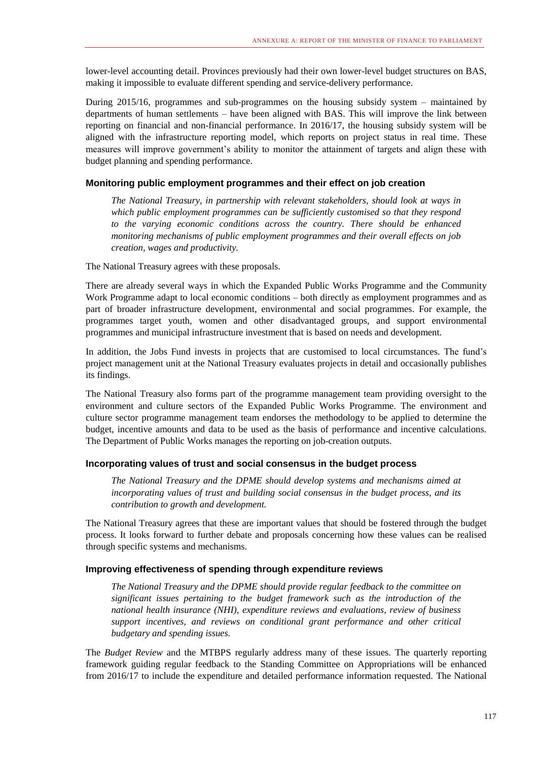lower-level accounting detail. Provinces previously had their own lower-level budget structures on BAS, making it impossible to evaluate different spending and service-delivery performance.

During 2015/16, programmes and sub-programmes on the housing subsidy system – maintained by departments of human settlements – have been aligned with BAS. This will improve the link between reporting on financial and non-financial performance. In 2016/17, the housing subsidy system will be aligned with the infrastructure reporting model, which reports on project status in real time. These measures will improve government's ability to monitor the attainment of targets and align these with budget planning and spending performance.

### Monitoring public employment programmes and their effect on job creation

> *The National Treasury, in partnership with relevant stakeholders, should look at ways in which public employment programmes can be sufficiently customised so that they respond to the varying economic conditions across the country. There should be enhanced monitoring mechanisms of public employment programmes and their overall effects on job creation, wages and productivity.*

The National Treasury agrees with these proposals.

There are already several ways in which the Expanded Public Works Programme and the Community Work Programme adapt to local economic conditions – both directly as employment programmes and as part of broader infrastructure development, environmental and social programmes. For example, the programmes target youth, women and other disadvantaged groups, and support environmental programmes and municipal infrastructure investment that is based on needs and development.

In addition, the Jobs Fund invests in projects that are customised to local circumstances. The fund's project management unit at the National Treasury evaluates projects in detail and occasionally publishes its findings.

The National Treasury also forms part of the programme management team providing oversight to the environment and culture sectors of the Expanded Public Works Programme. The environment and culture sector programme management team endorses the methodology to be applied to determine the budget, incentive amounts and data to be used as the basis of performance and incentive calculations. The Department of Public Works manages the reporting on job-creation outputs.

### Incorporating values of trust and social consensus in the budget process

> *The National Treasury and the DPME should develop systems and mechanisms aimed at incorporating values of trust and building social consensus in the budget process, and its contribution to growth and development.*

The National Treasury agrees that these are important values that should be fostered through the budget process. It looks forward to further debate and proposals concerning how these values can be realised through specific systems and mechanisms.

### Improving effectiveness of spending through expenditure reviews

> *The National Treasury and the DPME should provide regular feedback to the committee on significant issues pertaining to the budget framework such as the introduction of the national health insurance (NHI), expenditure reviews and evaluations, review of business support incentives, and reviews on conditional grant performance and other critical budgetary and spending issues.*

The *Budget Review* and the MTBPS regularly address many of these issues. The quarterly reporting framework guiding regular feedback to the Standing Committee on Appropriations will be enhanced from 2016/17 to include the expenditure and detailed performance information requested. The National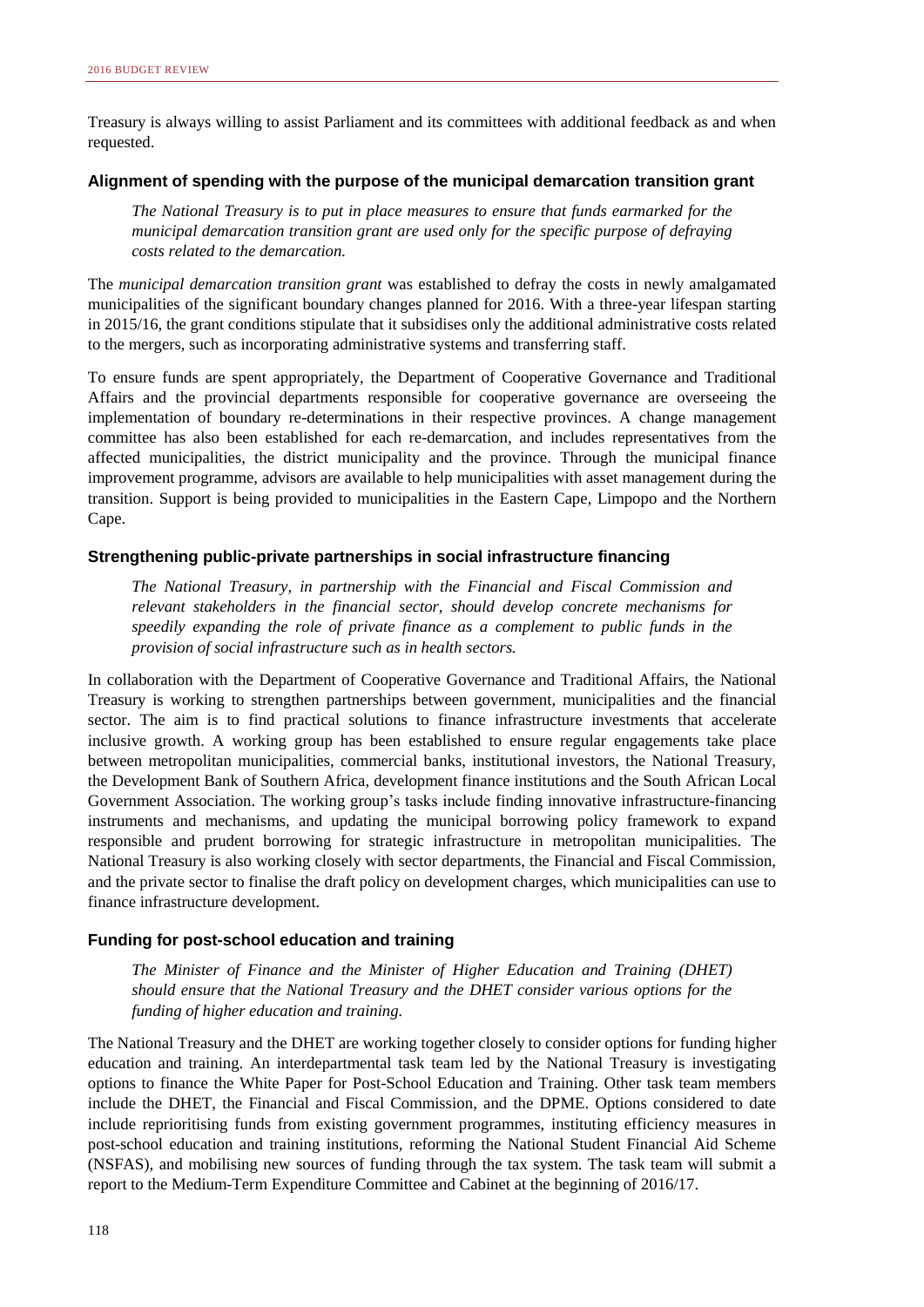Treasury is always willing to assist Parliament and its committees with additional feedback as and when requested.

### Alignment of spending with the purpose of the municipal demarcation transition grant

> *The National Treasury is to put in place measures to ensure that funds earmarked for the municipal demarcation transition grant are used only for the specific purpose of defraying costs related to the demarcation.*

The *municipal demarcation transition grant* was established to defray the costs in newly amalgamated municipalities of the significant boundary changes planned for 2016. With a three-year lifespan starting in 2015/16, the grant conditions stipulate that it subsidises only the additional administrative costs related to the mergers, such as incorporating administrative systems and transferring staff.

To ensure funds are spent appropriately, the Department of Cooperative Governance and Traditional Affairs and the provincial departments responsible for cooperative governance are overseeing the implementation of boundary re-determinations in their respective provinces. A change management committee has also been established for each re-demarcation, and includes representatives from the affected municipalities, the district municipality and the province. Through the municipal finance improvement programme, advisors are available to help municipalities with asset management during the transition. Support is being provided to municipalities in the Eastern Cape, Limpopo and the Northern Cape.

### Strengthening public-private partnerships in social infrastructure financing

> *The National Treasury, in partnership with the Financial and Fiscal Commission and relevant stakeholders in the financial sector, should develop concrete mechanisms for speedily expanding the role of private finance as a complement to public funds in the provision of social infrastructure such as in health sectors.*

In collaboration with the Department of Cooperative Governance and Traditional Affairs, the National Treasury is working to strengthen partnerships between government, municipalities and the financial sector. The aim is to find practical solutions to finance infrastructure investments that accelerate inclusive growth. A working group has been established to ensure regular engagements take place between metropolitan municipalities, commercial banks, institutional investors, the National Treasury, the Development Bank of Southern Africa, development finance institutions and the South African Local Government Association. The working group's tasks include finding innovative infrastructure-financing instruments and mechanisms, and updating the municipal borrowing policy framework to expand responsible and prudent borrowing for strategic infrastructure in metropolitan municipalities. The National Treasury is also working closely with sector departments, the Financial and Fiscal Commission, and the private sector to finalise the draft policy on development charges, which municipalities can use to finance infrastructure development.

### Funding for post-school education and training

> *The Minister of Finance and the Minister of Higher Education and Training (DHET) should ensure that the National Treasury and the DHET consider various options for the funding of higher education and training.*

The National Treasury and the DHET are working together closely to consider options for funding higher education and training. An interdepartmental task team led by the National Treasury is investigating options to finance the White Paper for Post-School Education and Training. Other task team members include the DHET, the Financial and Fiscal Commission, and the DPME. Options considered to date include reprioritising funds from existing government programmes, instituting efficiency measures in post-school education and training institutions, reforming the National Student Financial Aid Scheme (NSFAS), and mobilising new sources of funding through the tax system. The task team will submit a report to the Medium-Term Expenditure Committee and Cabinet at the beginning of 2016/17.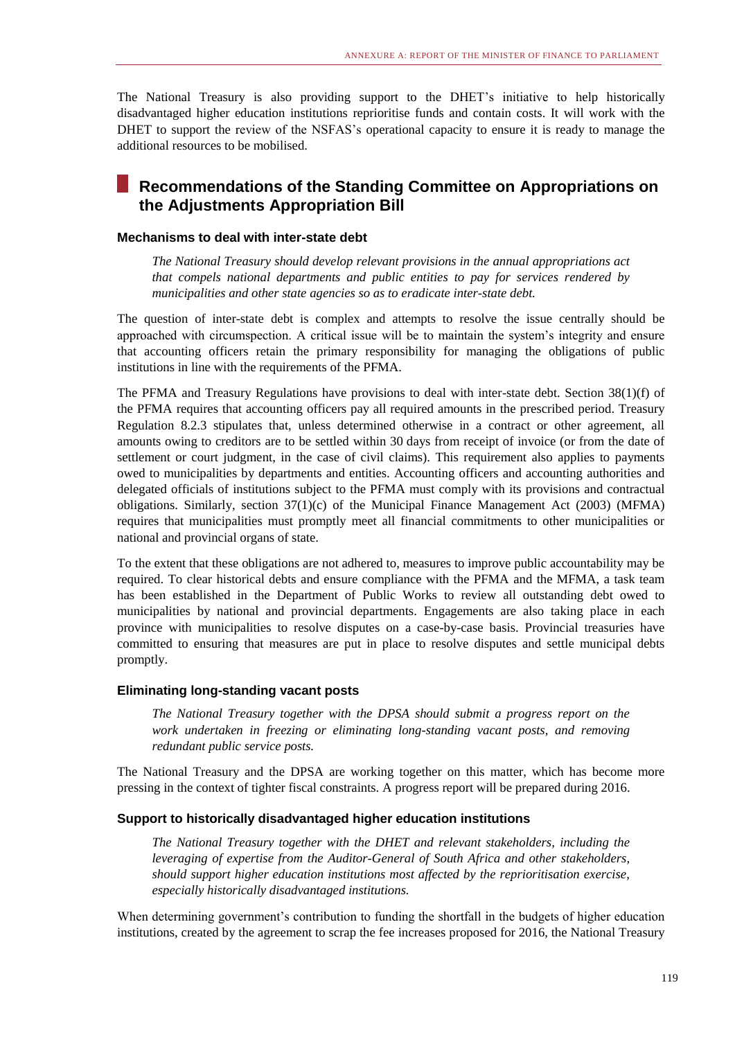The National Treasury is also providing support to the DHET's initiative to help historically disadvantaged higher education institutions reprioritise funds and contain costs. It will work with the DHET to support the review of the NSFAS's operational capacity to ensure it is ready to manage the additional resources to be mobilised.

## Recommendations of the Standing Committee on Appropriations on the Adjustments Appropriation Bill

### Mechanisms to deal with inter-state debt

> *The National Treasury should develop relevant provisions in the annual appropriations act that compels national departments and public entities to pay for services rendered by municipalities and other state agencies so as to eradicate inter-state debt.*

The question of inter-state debt is complex and attempts to resolve the issue centrally should be approached with circumspection. A critical issue will be to maintain the system's integrity and ensure that accounting officers retain the primary responsibility for managing the obligations of public institutions in line with the requirements of the PFMA.

The PFMA and Treasury Regulations have provisions to deal with inter-state debt. Section 38(1)(f) of the PFMA requires that accounting officers pay all required amounts in the prescribed period. Treasury Regulation 8.2.3 stipulates that, unless determined otherwise in a contract or other agreement, all amounts owing to creditors are to be settled within 30 days from receipt of invoice (or from the date of settlement or court judgment, in the case of civil claims). This requirement also applies to payments owed to municipalities by departments and entities. Accounting officers and accounting authorities and delegated officials of institutions subject to the PFMA must comply with its provisions and contractual obligations. Similarly, section 37(1)(c) of the Municipal Finance Management Act (2003) (MFMA) requires that municipalities must promptly meet all financial commitments to other municipalities or national and provincial organs of state.

To the extent that these obligations are not adhered to, measures to improve public accountability may be required. To clear historical debts and ensure compliance with the PFMA and the MFMA, a task team has been established in the Department of Public Works to review all outstanding debt owed to municipalities by national and provincial departments. Engagements are also taking place in each province with municipalities to resolve disputes on a case-by-case basis. Provincial treasuries have committed to ensuring that measures are put in place to resolve disputes and settle municipal debts promptly.

### Eliminating long-standing vacant posts

> *The National Treasury together with the DPSA should submit a progress report on the work undertaken in freezing or eliminating long-standing vacant posts, and removing redundant public service posts.*

The National Treasury and the DPSA are working together on this matter, which has become more pressing in the context of tighter fiscal constraints. A progress report will be prepared during 2016.

### Support to historically disadvantaged higher education institutions

> *The National Treasury together with the DHET and relevant stakeholders, including the leveraging of expertise from the Auditor-General of South Africa and other stakeholders, should support higher education institutions most affected by the reprioritisation exercise, especially historically disadvantaged institutions.*

When determining government's contribution to funding the shortfall in the budgets of higher education institutions, created by the agreement to scrap the fee increases proposed for 2016, the National Treasury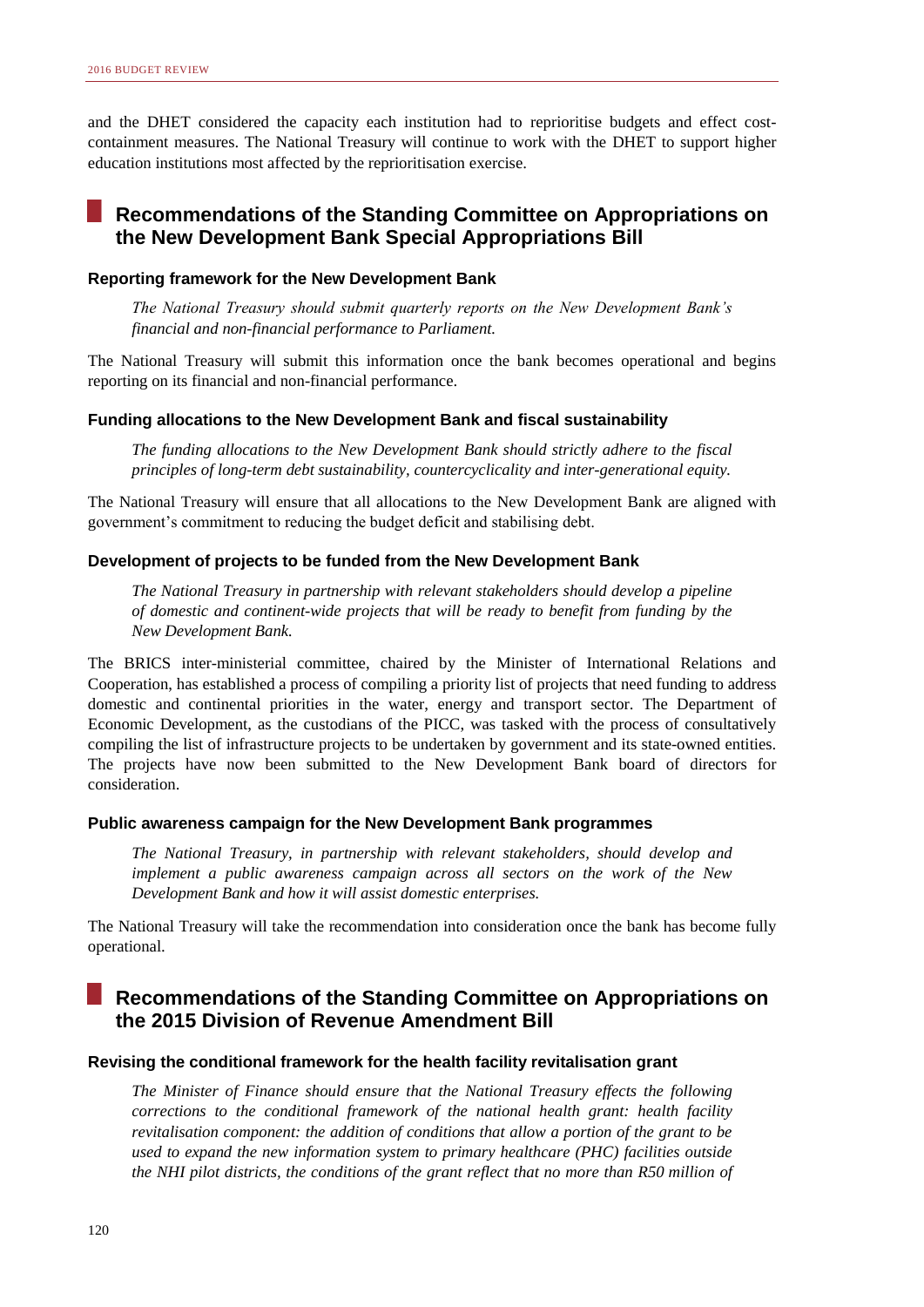and the DHET considered the capacity each institution had to reprioritise budgets and effect cost-containment measures. The National Treasury will continue to work with the DHET to support higher education institutions most affected by the reprioritisation exercise.

## Recommendations of the Standing Committee on Appropriations on the New Development Bank Special Appropriations Bill

### Reporting framework for the New Development Bank

*The National Treasury should submit quarterly reports on the New Development Bank's financial and non-financial performance to Parliament.*

The National Treasury will submit this information once the bank becomes operational and begins reporting on its financial and non-financial performance.

### Funding allocations to the New Development Bank and fiscal sustainability

*The funding allocations to the New Development Bank should strictly adhere to the fiscal principles of long-term debt sustainability, countercyclicality and inter-generational equity.*

The National Treasury will ensure that all allocations to the New Development Bank are aligned with government's commitment to reducing the budget deficit and stabilising debt.

### Development of projects to be funded from the New Development Bank

*The National Treasury in partnership with relevant stakeholders should develop a pipeline of domestic and continent-wide projects that will be ready to benefit from funding by the New Development Bank.*

The BRICS inter-ministerial committee, chaired by the Minister of International Relations and Cooperation, has established a process of compiling a priority list of projects that need funding to address domestic and continental priorities in the water, energy and transport sector. The Department of Economic Development, as the custodians of the PICC, was tasked with the process of consultatively compiling the list of infrastructure projects to be undertaken by government and its state-owned entities. The projects have now been submitted to the New Development Bank board of directors for consideration.

### Public awareness campaign for the New Development Bank programmes

*The National Treasury, in partnership with relevant stakeholders, should develop and implement a public awareness campaign across all sectors on the work of the New Development Bank and how it will assist domestic enterprises.*

The National Treasury will take the recommendation into consideration once the bank has become fully operational.

## Recommendations of the Standing Committee on Appropriations on the 2015 Division of Revenue Amendment Bill

### Revising the conditional framework for the health facility revitalisation grant

*The Minister of Finance should ensure that the National Treasury effects the following corrections to the conditional framework of the national health grant: health facility revitalisation component: the addition of conditions that allow a portion of the grant to be used to expand the new information system to primary healthcare (PHC) facilities outside the NHI pilot districts, the conditions of the grant reflect that no more than R50 million of*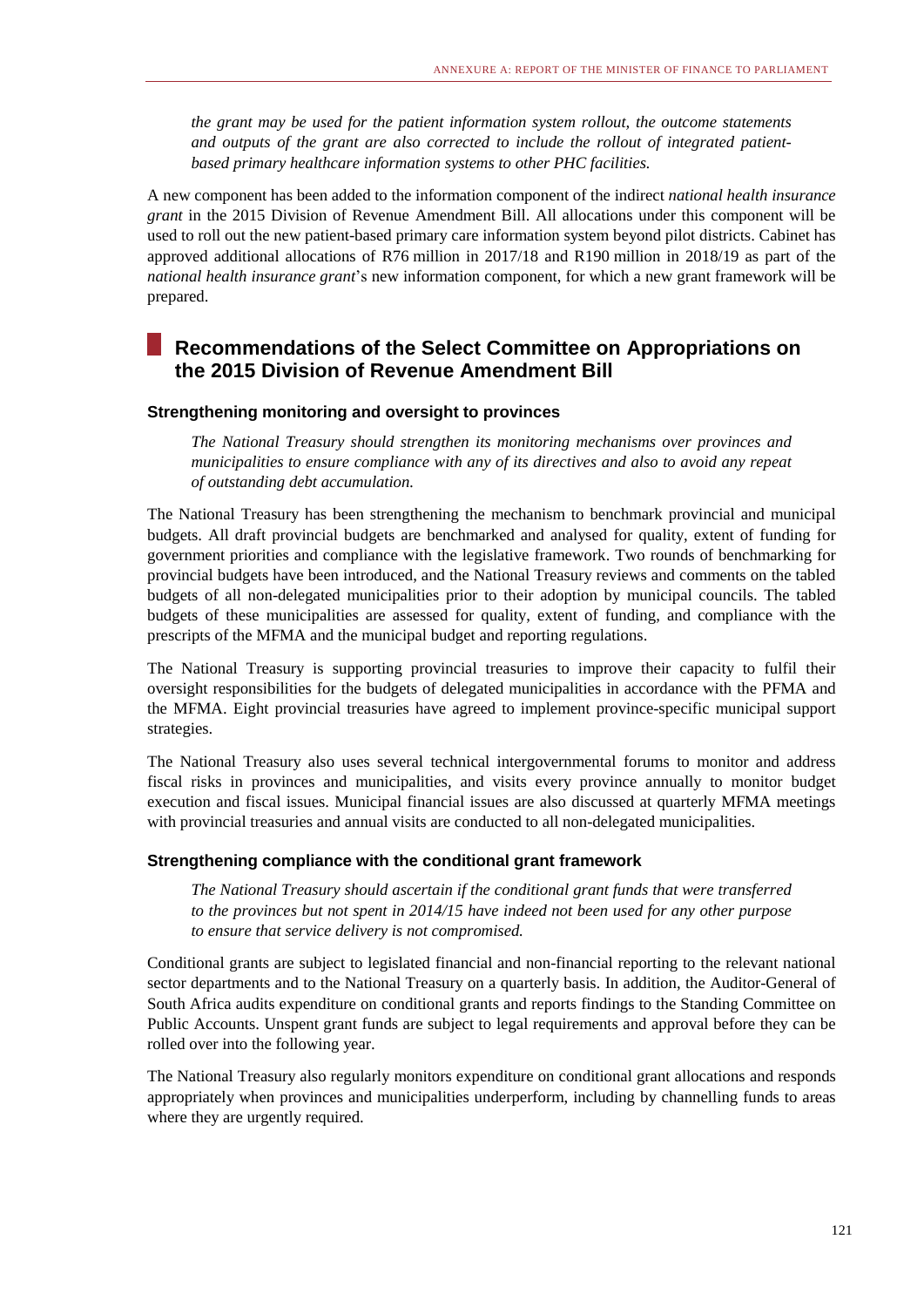*the grant may be used for the patient information system rollout, the outcome statements and outputs of the grant are also corrected to include the rollout of integrated patient-based primary healthcare information systems to other PHC facilities.*

A new component has been added to the information component of the indirect *national health insurance grant* in the 2015 Division of Revenue Amendment Bill. All allocations under this component will be used to roll out the new patient-based primary care information system beyond pilot districts. Cabinet has approved additional allocations of R76 million in 2017/18 and R190 million in 2018/19 as part of the *national health insurance grant*'s new information component, for which a new grant framework will be prepared.

## Recommendations of the Select Committee on Appropriations on the 2015 Division of Revenue Amendment Bill

### Strengthening monitoring and oversight to provinces

*The National Treasury should strengthen its monitoring mechanisms over provinces and municipalities to ensure compliance with any of its directives and also to avoid any repeat of outstanding debt accumulation.*

The National Treasury has been strengthening the mechanism to benchmark provincial and municipal budgets. All draft provincial budgets are benchmarked and analysed for quality, extent of funding for government priorities and compliance with the legislative framework. Two rounds of benchmarking for provincial budgets have been introduced, and the National Treasury reviews and comments on the tabled budgets of all non-delegated municipalities prior to their adoption by municipal councils. The tabled budgets of these municipalities are assessed for quality, extent of funding, and compliance with the prescripts of the MFMA and the municipal budget and reporting regulations.

The National Treasury is supporting provincial treasuries to improve their capacity to fulfil their oversight responsibilities for the budgets of delegated municipalities in accordance with the PFMA and the MFMA. Eight provincial treasuries have agreed to implement province-specific municipal support strategies.

The National Treasury also uses several technical intergovernmental forums to monitor and address fiscal risks in provinces and municipalities, and visits every province annually to monitor budget execution and fiscal issues. Municipal financial issues are also discussed at quarterly MFMA meetings with provincial treasuries and annual visits are conducted to all non-delegated municipalities.

### Strengthening compliance with the conditional grant framework

*The National Treasury should ascertain if the conditional grant funds that were transferred to the provinces but not spent in 2014/15 have indeed not been used for any other purpose to ensure that service delivery is not compromised.*

Conditional grants are subject to legislated financial and non-financial reporting to the relevant national sector departments and to the National Treasury on a quarterly basis. In addition, the Auditor-General of South Africa audits expenditure on conditional grants and reports findings to the Standing Committee on Public Accounts. Unspent grant funds are subject to legal requirements and approval before they can be rolled over into the following year.

The National Treasury also regularly monitors expenditure on conditional grant allocations and responds appropriately when provinces and municipalities underperform, including by channelling funds to areas where they are urgently required.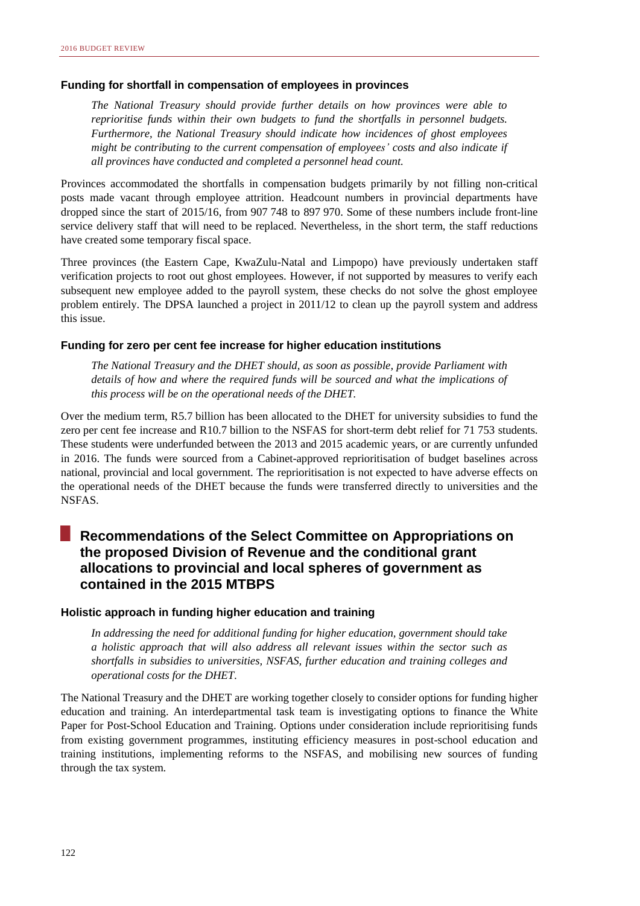### Funding for shortfall in compensation of employees in provinces

*The National Treasury should provide further details on how provinces were able to reprioritise funds within their own budgets to fund the shortfalls in personnel budgets. Furthermore, the National Treasury should indicate how incidences of ghost employees might be contributing to the current compensation of employees' costs and also indicate if all provinces have conducted and completed a personnel head count.*

Provinces accommodated the shortfalls in compensation budgets primarily by not filling non-critical posts made vacant through employee attrition. Headcount numbers in provincial departments have dropped since the start of 2015/16, from 907 748 to 897 970. Some of these numbers include front-line service delivery staff that will need to be replaced. Nevertheless, in the short term, the staff reductions have created some temporary fiscal space.

Three provinces (the Eastern Cape, KwaZulu-Natal and Limpopo) have previously undertaken staff verification projects to root out ghost employees. However, if not supported by measures to verify each subsequent new employee added to the payroll system, these checks do not solve the ghost employee problem entirely. The DPSA launched a project in 2011/12 to clean up the payroll system and address this issue.

### Funding for zero per cent fee increase for higher education institutions

*The National Treasury and the DHET should, as soon as possible, provide Parliament with details of how and where the required funds will be sourced and what the implications of this process will be on the operational needs of the DHET.*

Over the medium term, R5.7 billion has been allocated to the DHET for university subsidies to fund the zero per cent fee increase and R10.7 billion to the NSFAS for short-term debt relief for 71 753 students. These students were underfunded between the 2013 and 2015 academic years, or are currently unfunded in 2016. The funds were sourced from a Cabinet-approved reprioritisation of budget baselines across national, provincial and local government. The reprioritisation is not expected to have adverse effects on the operational needs of the DHET because the funds were transferred directly to universities and the NSFAS.

## Recommendations of the Select Committee on Appropriations on the proposed Division of Revenue and the conditional grant allocations to provincial and local spheres of government as contained in the 2015 MTBPS

### Holistic approach in funding higher education and training

*In addressing the need for additional funding for higher education, government should take a holistic approach that will also address all relevant issues within the sector such as shortfalls in subsidies to universities, NSFAS, further education and training colleges and operational costs for the DHET.*

The National Treasury and the DHET are working together closely to consider options for funding higher education and training. An interdepartmental task team is investigating options to finance the White Paper for Post-School Education and Training. Options under consideration include reprioritising funds from existing government programmes, instituting efficiency measures in post-school education and training institutions, implementing reforms to the NSFAS, and mobilising new sources of funding through the tax system.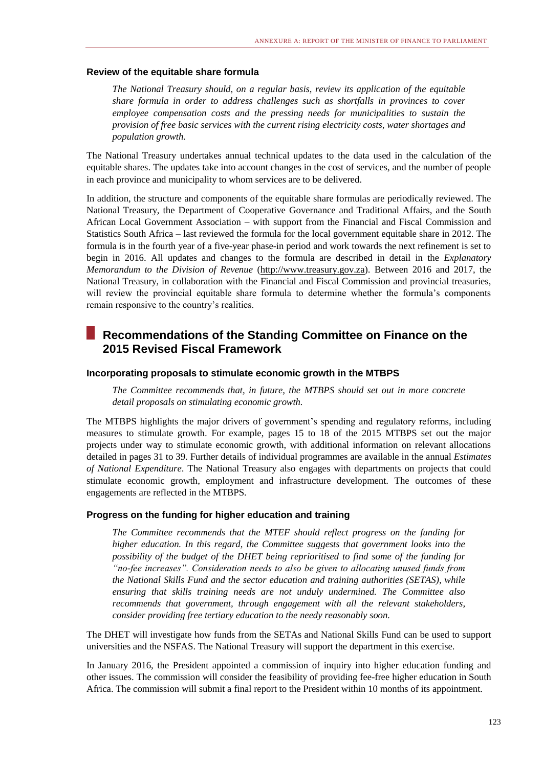### Review of the equitable share formula

*The National Treasury should, on a regular basis, review its application of the equitable share formula in order to address challenges such as shortfalls in provinces to cover employee compensation costs and the pressing needs for municipalities to sustain the provision of free basic services with the current rising electricity costs, water shortages and population growth.*

The National Treasury undertakes annual technical updates to the data used in the calculation of the equitable shares. The updates take into account changes in the cost of services, and the number of people in each province and municipality to whom services are to be delivered.

In addition, the structure and components of the equitable share formulas are periodically reviewed. The National Treasury, the Department of Cooperative Governance and Traditional Affairs, and the South African Local Government Association – with support from the Financial and Fiscal Commission and Statistics South Africa – last reviewed the formula for the local government equitable share in 2012. The formula is in the fourth year of a five-year phase-in period and work towards the next refinement is set to begin in 2016. All updates and changes to the formula are described in detail in the *Explanatory Memorandum to the Division of Revenue* (http://www.treasury.gov.za). Between 2016 and 2017, the National Treasury, in collaboration with the Financial and Fiscal Commission and provincial treasuries, will review the provincial equitable share formula to determine whether the formula's components remain responsive to the country's realities.

## Recommendations of the Standing Committee on Finance on the 2015 Revised Fiscal Framework

### Incorporating proposals to stimulate economic growth in the MTBPS

*The Committee recommends that, in future, the MTBPS should set out in more concrete detail proposals on stimulating economic growth.*

The MTBPS highlights the major drivers of government's spending and regulatory reforms, including measures to stimulate growth. For example, pages 15 to 18 of the 2015 MTBPS set out the major projects under way to stimulate economic growth, with additional information on relevant allocations detailed in pages 31 to 39. Further details of individual programmes are available in the annual *Estimates of National Expenditure*. The National Treasury also engages with departments on projects that could stimulate economic growth, employment and infrastructure development. The outcomes of these engagements are reflected in the MTBPS.

### Progress on the funding for higher education and training

*The Committee recommends that the MTEF should reflect progress on the funding for higher education. In this regard, the Committee suggests that government looks into the possibility of the budget of the DHET being reprioritised to find some of the funding for "no-fee increases". Consideration needs to also be given to allocating unused funds from the National Skills Fund and the sector education and training authorities (SETAS), while ensuring that skills training needs are not unduly undermined. The Committee also recommends that government, through engagement with all the relevant stakeholders, consider providing free tertiary education to the needy reasonably soon.*

The DHET will investigate how funds from the SETAs and National Skills Fund can be used to support universities and the NSFAS. The National Treasury will support the department in this exercise.

In January 2016, the President appointed a commission of inquiry into higher education funding and other issues. The commission will consider the feasibility of providing fee-free higher education in South Africa. The commission will submit a final report to the President within 10 months of its appointment.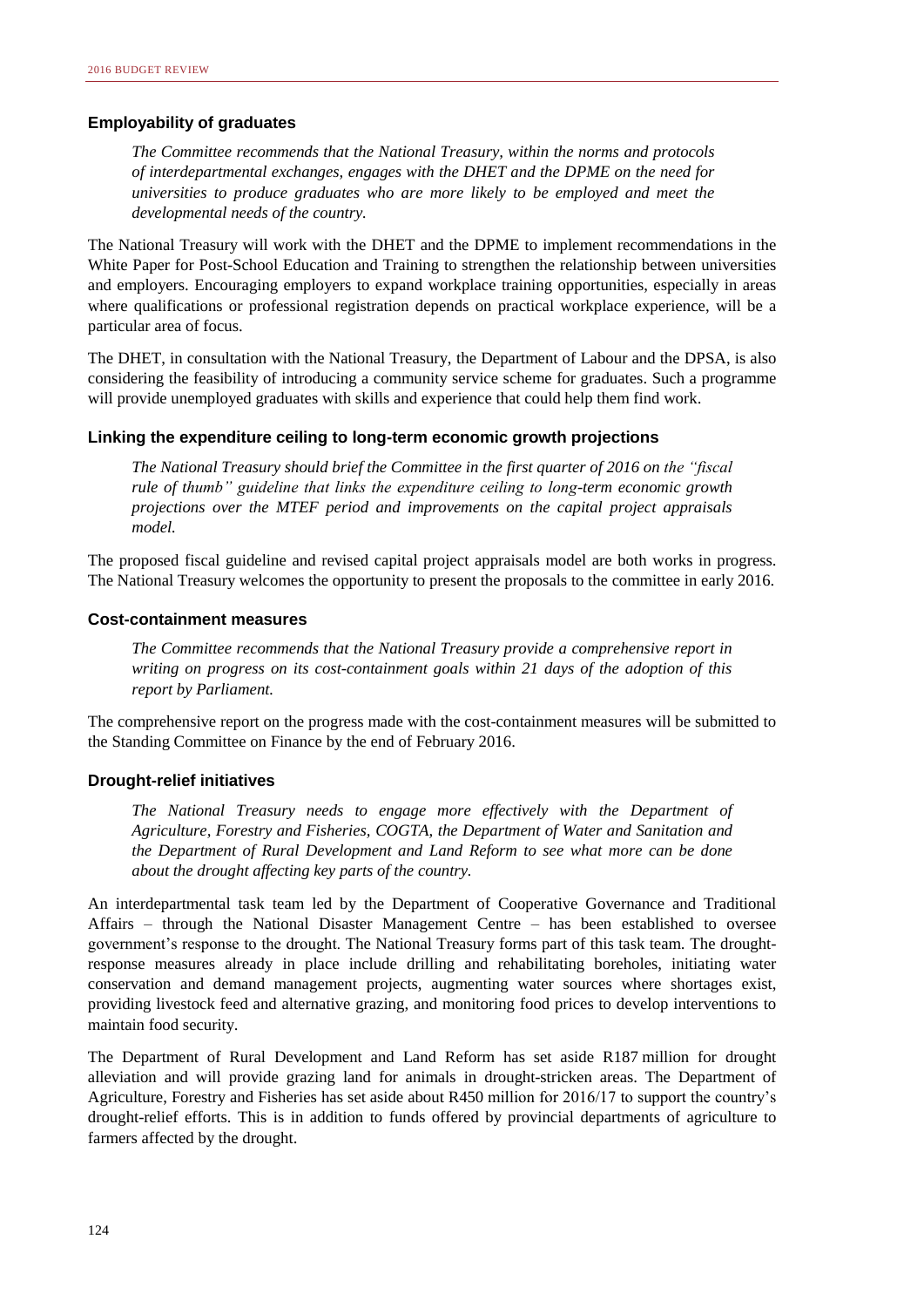### Employability of graduates

*The Committee recommends that the National Treasury, within the norms and protocols of interdepartmental exchanges, engages with the DHET and the DPME on the need for universities to produce graduates who are more likely to be employed and meet the developmental needs of the country.*

The National Treasury will work with the DHET and the DPME to implement recommendations in the White Paper for Post-School Education and Training to strengthen the relationship between universities and employers. Encouraging employers to expand workplace training opportunities, especially in areas where qualifications or professional registration depends on practical workplace experience, will be a particular area of focus.

The DHET, in consultation with the National Treasury, the Department of Labour and the DPSA, is also considering the feasibility of introducing a community service scheme for graduates. Such a programme will provide unemployed graduates with skills and experience that could help them find work.

### Linking the expenditure ceiling to long-term economic growth projections

*The National Treasury should brief the Committee in the first quarter of 2016 on the "fiscal rule of thumb" guideline that links the expenditure ceiling to long-term economic growth projections over the MTEF period and improvements on the capital project appraisals model.*

The proposed fiscal guideline and revised capital project appraisals model are both works in progress. The National Treasury welcomes the opportunity to present the proposals to the committee in early 2016.

### Cost-containment measures

*The Committee recommends that the National Treasury provide a comprehensive report in writing on progress on its cost-containment goals within 21 days of the adoption of this report by Parliament.*

The comprehensive report on the progress made with the cost-containment measures will be submitted to the Standing Committee on Finance by the end of February 2016.

### Drought-relief initiatives

*The National Treasury needs to engage more effectively with the Department of Agriculture, Forestry and Fisheries, COGTA, the Department of Water and Sanitation and the Department of Rural Development and Land Reform to see what more can be done about the drought affecting key parts of the country.*

An interdepartmental task team led by the Department of Cooperative Governance and Traditional Affairs – through the National Disaster Management Centre – has been established to oversee government's response to the drought. The National Treasury forms part of this task team. The drought-response measures already in place include drilling and rehabilitating boreholes, initiating water conservation and demand management projects, augmenting water sources where shortages exist, providing livestock feed and alternative grazing, and monitoring food prices to develop interventions to maintain food security.

The Department of Rural Development and Land Reform has set aside R187 million for drought alleviation and will provide grazing land for animals in drought-stricken areas. The Department of Agriculture, Forestry and Fisheries has set aside about R450 million for 2016/17 to support the country's drought-relief efforts. This is in addition to funds offered by provincial departments of agriculture to farmers affected by the drought.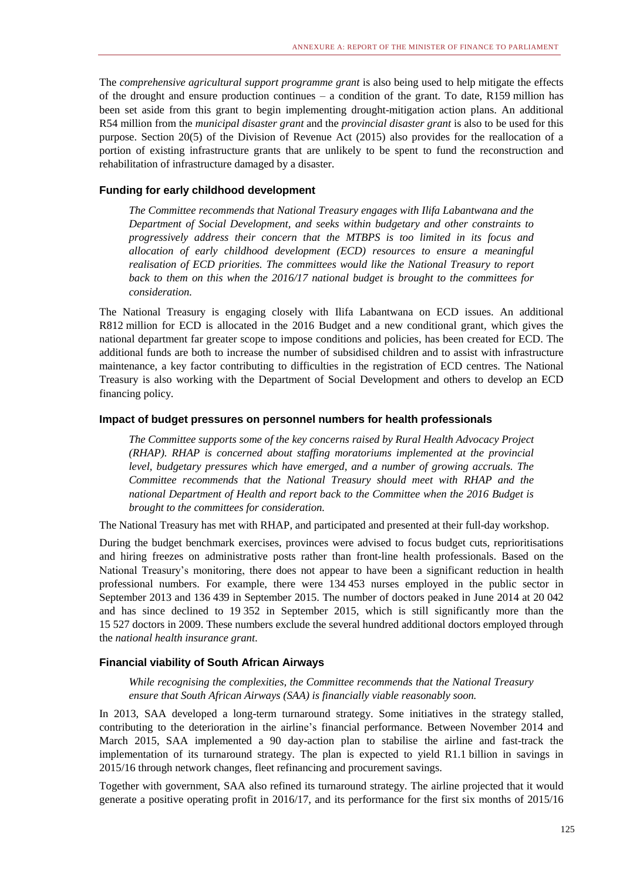The *comprehensive agricultural support programme grant* is also being used to help mitigate the effects of the drought and ensure production continues – a condition of the grant. To date, R159 million has been set aside from this grant to begin implementing drought-mitigation action plans. An additional R54 million from the *municipal disaster grant* and the *provincial disaster grant* is also to be used for this purpose. Section 20(5) of the Division of Revenue Act (2015) also provides for the reallocation of a portion of existing infrastructure grants that are unlikely to be spent to fund the reconstruction and rehabilitation of infrastructure damaged by a disaster.

### Funding for early childhood development

*The Committee recommends that National Treasury engages with Ilifa Labantwana and the Department of Social Development, and seeks within budgetary and other constraints to progressively address their concern that the MTBPS is too limited in its focus and allocation of early childhood development (ECD) resources to ensure a meaningful realisation of ECD priorities. The committees would like the National Treasury to report back to them on this when the 2016/17 national budget is brought to the committees for consideration.*

The National Treasury is engaging closely with Ilifa Labantwana on ECD issues. An additional R812 million for ECD is allocated in the 2016 Budget and a new conditional grant, which gives the national department far greater scope to impose conditions and policies, has been created for ECD. The additional funds are both to increase the number of subsidised children and to assist with infrastructure maintenance, a key factor contributing to difficulties in the registration of ECD centres. The National Treasury is also working with the Department of Social Development and others to develop an ECD financing policy.

### Impact of budget pressures on personnel numbers for health professionals

*The Committee supports some of the key concerns raised by Rural Health Advocacy Project (RHAP). RHAP is concerned about staffing moratoriums implemented at the provincial level, budgetary pressures which have emerged, and a number of growing accruals. The Committee recommends that the National Treasury should meet with RHAP and the national Department of Health and report back to the Committee when the 2016 Budget is brought to the committees for consideration.*

The National Treasury has met with RHAP, and participated and presented at their full-day workshop.

During the budget benchmark exercises, provinces were advised to focus budget cuts, reprioritisations and hiring freezes on administrative posts rather than front-line health professionals. Based on the National Treasury's monitoring, there does not appear to have been a significant reduction in health professional numbers. For example, there were 134 453 nurses employed in the public sector in September 2013 and 136 439 in September 2015. The number of doctors peaked in June 2014 at 20 042 and has since declined to 19 352 in September 2015, which is still significantly more than the 15 527 doctors in 2009. These numbers exclude the several hundred additional doctors employed through the *national health insurance grant*.

### Financial viability of South African Airways

*While recognising the complexities, the Committee recommends that the National Treasury ensure that South African Airways (SAA) is financially viable reasonably soon.*

In 2013, SAA developed a long-term turnaround strategy. Some initiatives in the strategy stalled, contributing to the deterioration in the airline's financial performance. Between November 2014 and March 2015, SAA implemented a 90 day-action plan to stabilise the airline and fast-track the implementation of its turnaround strategy. The plan is expected to yield R1.1 billion in savings in 2015/16 through network changes, fleet refinancing and procurement savings.

Together with government, SAA also refined its turnaround strategy. The airline projected that it would generate a positive operating profit in 2016/17, and its performance for the first six months of 2015/16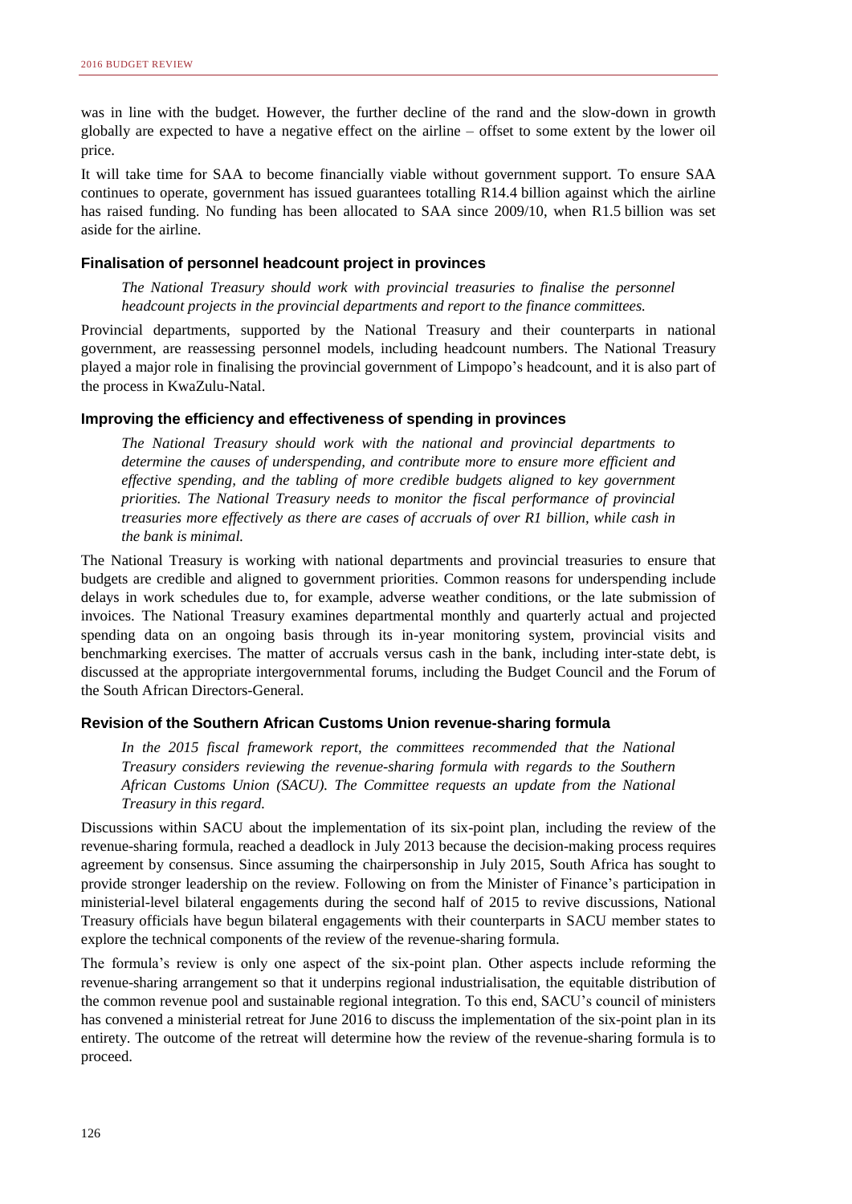was in line with the budget. However, the further decline of the rand and the slow-down in growth globally are expected to have a negative effect on the airline – offset to some extent by the lower oil price.

It will take time for SAA to become financially viable without government support. To ensure SAA continues to operate, government has issued guarantees totalling R14.4 billion against which the airline has raised funding. No funding has been allocated to SAA since 2009/10, when R1.5 billion was set aside for the airline.

### Finalisation of personnel headcount project in provinces

*The National Treasury should work with provincial treasuries to finalise the personnel headcount projects in the provincial departments and report to the finance committees.*

Provincial departments, supported by the National Treasury and their counterparts in national government, are reassessing personnel models, including headcount numbers. The National Treasury played a major role in finalising the provincial government of Limpopo's headcount, and it is also part of the process in KwaZulu-Natal.

### Improving the efficiency and effectiveness of spending in provinces

*The National Treasury should work with the national and provincial departments to determine the causes of underspending, and contribute more to ensure more efficient and effective spending, and the tabling of more credible budgets aligned to key government priorities. The National Treasury needs to monitor the fiscal performance of provincial treasuries more effectively as there are cases of accruals of over R1 billion, while cash in the bank is minimal.*

The National Treasury is working with national departments and provincial treasuries to ensure that budgets are credible and aligned to government priorities. Common reasons for underspending include delays in work schedules due to, for example, adverse weather conditions, or the late submission of invoices. The National Treasury examines departmental monthly and quarterly actual and projected spending data on an ongoing basis through its in-year monitoring system, provincial visits and benchmarking exercises. The matter of accruals versus cash in the bank, including inter-state debt, is discussed at the appropriate intergovernmental forums, including the Budget Council and the Forum of the South African Directors-General.

### Revision of the Southern African Customs Union revenue-sharing formula

*In the 2015 fiscal framework report, the committees recommended that the National Treasury considers reviewing the revenue-sharing formula with regards to the Southern African Customs Union (SACU). The Committee requests an update from the National Treasury in this regard.*

Discussions within SACU about the implementation of its six-point plan, including the review of the revenue-sharing formula, reached a deadlock in July 2013 because the decision-making process requires agreement by consensus. Since assuming the chairpersonship in July 2015, South Africa has sought to provide stronger leadership on the review. Following on from the Minister of Finance's participation in ministerial-level bilateral engagements during the second half of 2015 to revive discussions, National Treasury officials have begun bilateral engagements with their counterparts in SACU member states to explore the technical components of the review of the revenue-sharing formula.

The formula's review is only one aspect of the six-point plan. Other aspects include reforming the revenue-sharing arrangement so that it underpins regional industrialisation, the equitable distribution of the common revenue pool and sustainable regional integration. To this end, SACU's council of ministers has convened a ministerial retreat for June 2016 to discuss the implementation of the six-point plan in its entirety. The outcome of the retreat will determine how the review of the revenue-sharing formula is to proceed.